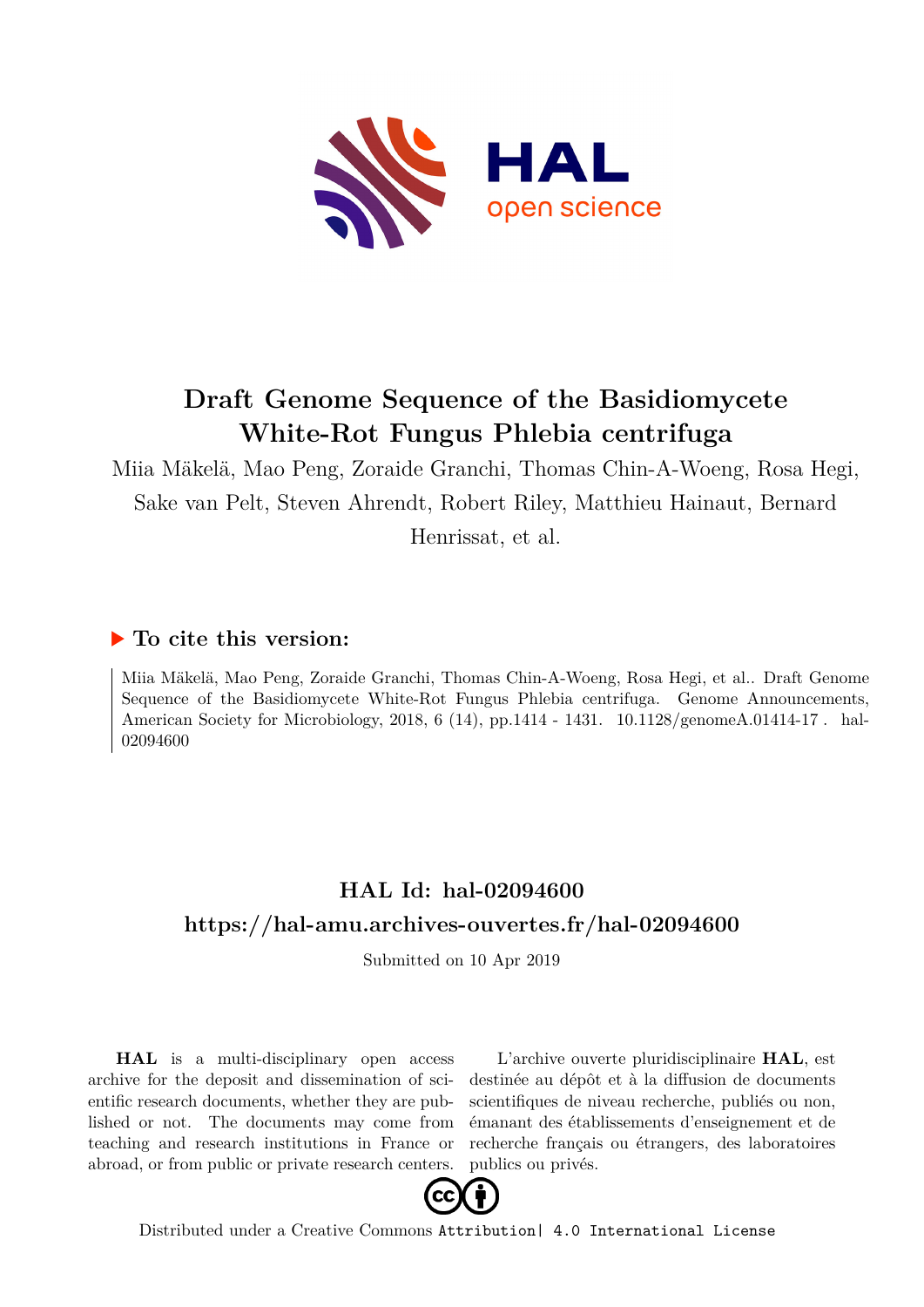# Draft Genome Sequence of the Basidiomycete White-Rot Fungus Phlebia centrifuga

Miia Mäkelä, Mao Peng, Zoraide Granchi, Thomas Chin-A-Woeng, Rosa Hegi, Sake van Pelt, Steven Ahrendt, Robert Riley, Matthieu Hainaut, Bernard Henrissat, et al.

## ▶ To cite this version:

Miia Mäkelä, Mao Peng, Zoraide Granchi, Thomas Chin-A-Woeng, Rosa Hegi, et al.. Draft Genome Sequence of the Basidiomycete White-Rot Fungus Phlebia centrifuga. Genome Announcements, American Society for Microbiology, 2018, 6 (14), pp.1414 - 1431. 10.1128/genomeA.01414-17 . hal-02094600

## HAL Id: hal-02094600

## https://hal-amu.archives-ouvertes.fr/hal-02094600

Submitted on 10 Apr 2019

**HAL** is a multi-disciplinary open access archive for the deposit and dissemination of scientific research documents, whether they are published or not. The documents may come from teaching and research institutions in France or abroad, or from public or private research centers.

L'archive ouverte pluridisciplinaire **HAL**, est destinée au dépôt et à la diffusion de documents scientifiques de niveau recherche, publiés ou non, émanant des établissements d'enseignement et de recherche français ou étrangers, des laboratoires publics ou privés.

Distributed under a Creative Commons Attribution| 4.0 International License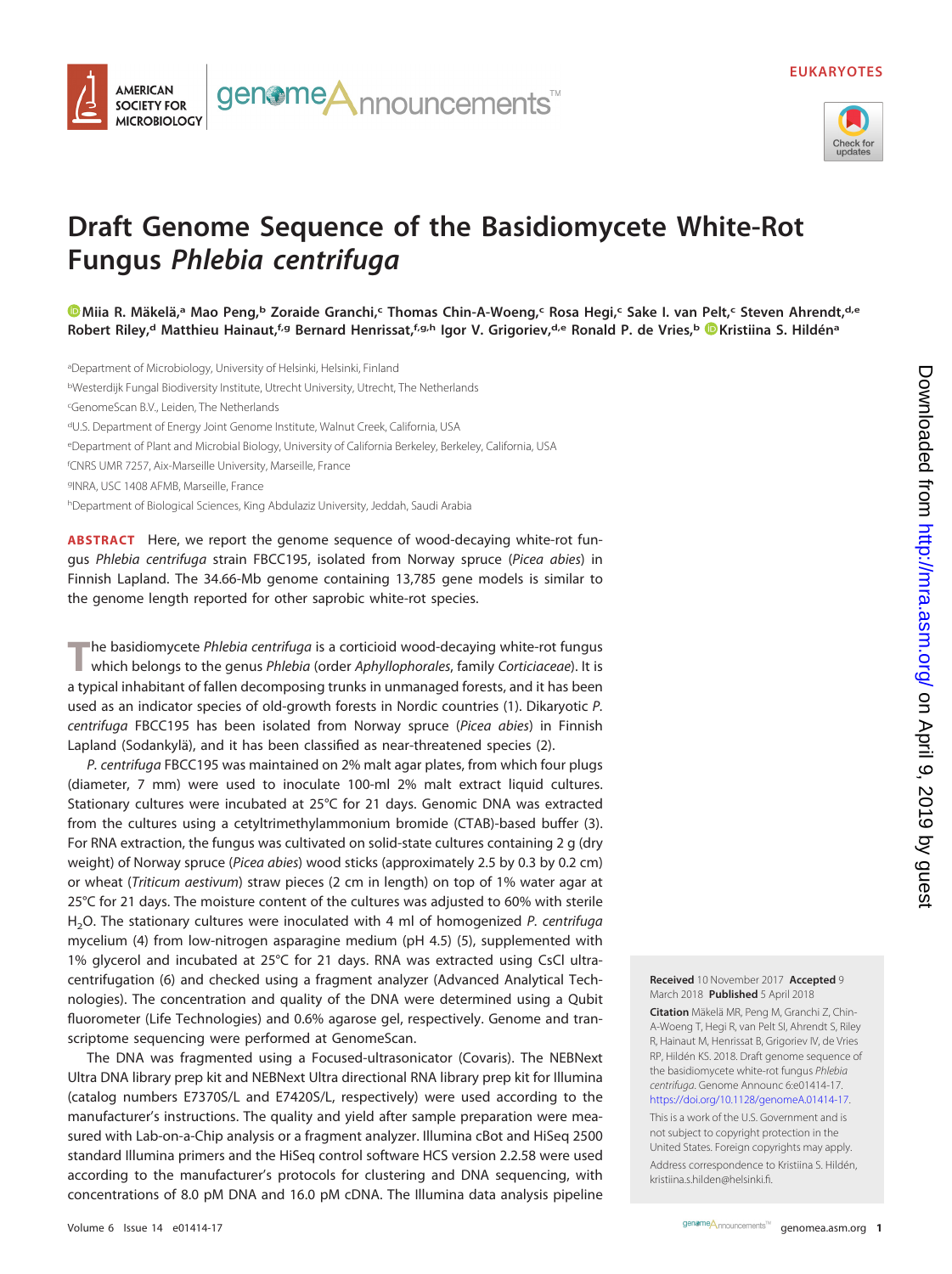EUKARYOTES

# Draft Genome Sequence of the Basidiomycete White-Rot Fungus *Phlebia centrifuga*

**Miia R. Mäkelä,[a] Mao Peng,[b] Zoraide Granchi,[c] Thomas Chin-A-Woeng,[c] Rosa Hegi,[c] Sake I. van Pelt,[c] Steven Ahrendt,[d,e] Robert Riley,[d] Matthieu Hainaut,[f,g] Bernard Henrissat,[f,g,h] Igor V. Grigoriev,[d,e] Ronald P. de Vries,[b] Kristiina S. Hildén[a]**

[a]Department of Microbiology, University of Helsinki, Helsinki, Finland
[b]Westerdijk Fungal Biodiversity Institute, Utrecht University, Utrecht, The Netherlands
[c]GenomeScan B.V., Leiden, The Netherlands
[d]U.S. Department of Energy Joint Genome Institute, Walnut Creek, California, USA
[e]Department of Plant and Microbial Biology, University of California Berkeley, Berkeley, California, USA
[f]CNRS UMR 7257, Aix-Marseille University, Marseille, France
[g]INRA, USC 1408 AFMB, Marseille, France
[h]Department of Biological Sciences, King Abdulaziz University, Jeddah, Saudi Arabia

**ABSTRACT** Here, we report the genome sequence of wood-decaying white-rot fungus *Phlebia centrifuga* strain FBCC195, isolated from Norway spruce (*Picea abies*) in Finnish Lapland. The 34.66-Mb genome containing 13,785 gene models is similar to the genome length reported for other saprobic white-rot species.

The basidiomycete *Phlebia centrifuga* is a corticioid wood-decaying white-rot fungus which belongs to the genus *Phlebia* (order *Aphyllophorales*, family *Corticiaceae*). It is a typical inhabitant of fallen decomposing trunks in unmanaged forests, and it has been used as an indicator species of old-growth forests in Nordic countries (1). Dikaryotic *P. centrifuga* FBCC195 has been isolated from Norway spruce (*Picea abies*) in Finnish Lapland (Sodankylä), and it has been classified as near-threatened species (2).

*P. centrifuga* FBCC195 was maintained on 2% malt agar plates, from which four plugs (diameter, 7 mm) were used to inoculate 100-ml 2% malt extract liquid cultures. Stationary cultures were incubated at 25°C for 21 days. Genomic DNA was extracted from the cultures using a cetyltrimethylammonium bromide (CTAB)-based buffer (3). For RNA extraction, the fungus was cultivated on solid-state cultures containing 2 g (dry weight) of Norway spruce (*Picea abies*) wood sticks (approximately 2.5 by 0.3 by 0.2 cm) or wheat (*Triticum aestivum*) straw pieces (2 cm in length) on top of 1% water agar at 25°C for 21 days. The moisture content of the cultures was adjusted to 60% with sterile $H_2O$. The stationary cultures were inoculated with 4 ml of homogenized *P. centrifuga* mycelium (4) from low-nitrogen asparagine medium (pH 4.5) (5), supplemented with 1% glycerol and incubated at 25°C for 21 days. RNA was extracted using CsCl ultracentrifugation (6) and checked using a fragment analyzer (Advanced Analytical Technologies). The concentration and quality of the DNA were determined using a Qubit fluorometer (Life Technologies) and 0.6% agarose gel, respectively. Genome and transcriptome sequencing were performed at GenomeScan.

The DNA was fragmented using a Focused-ultrasonicator (Covaris). The NEBNext Ultra DNA library prep kit and NEBNext Ultra directional RNA library prep kit for Illumina (catalog numbers E7370S/L and E7420S/L, respectively) were used according to the manufacturer's instructions. The quality and yield after sample preparation were measured with Lab-on-a-Chip analysis or a fragment analyzer. Illumina cBot and HiSeq 2500 standard Illumina primers and the HiSeq control software HCS version 2.2.58 were used according to the manufacturer's protocols for clustering and DNA sequencing, with concentrations of 8.0 pM DNA and 16.0 pM cDNA. The Illumina data analysis pipeline

**Received** 10 November 2017 **Accepted** 9 March 2018 **Published** 5 April 2018

**Citation** Mäkelä MR, Peng M, Granchi Z, Chin-A-Woeng T, Hegi R, van Pelt SI, Ahrendt S, Riley R, Hainaut M, Henrissat B, Grigoriev IV, de Vries RP, Hildén KS. 2018. Draft genome sequence of the basidiomycete white-rot fungus *Phlebia centrifuga*. Genome Announc 6:e01414-17. https://doi.org/10.1128/genomeA.01414-17.

This is a work of the U.S. Government and is not subject to copyright protection in the United States. Foreign copyrights may apply.

Address correspondence to Kristiina S. Hildén, kristiina.s.hilden@helsinki.fi.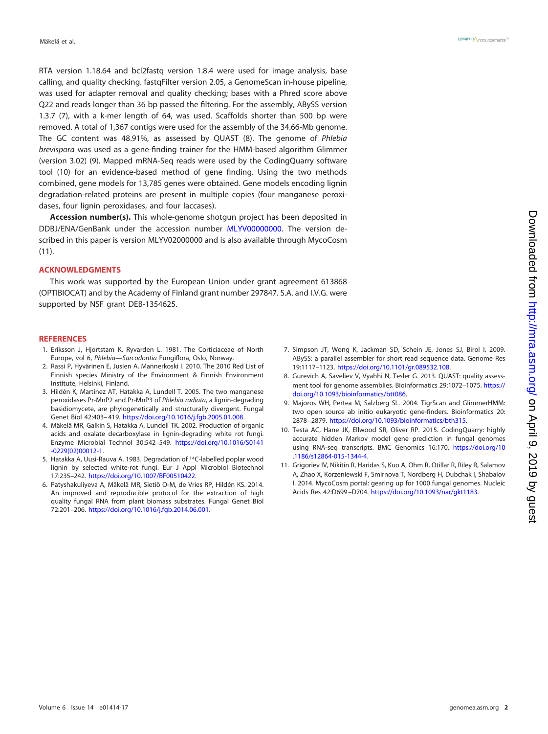RTA version 1.18.64 and bcl2fastq version 1.8.4 were used for image analysis, base calling, and quality checking. fastqFilter version 2.05, a GenomeScan in-house pipeline, was used for adapter removal and quality checking; bases with a Phred score above Q22 and reads longer than 36 bp passed the filtering. For the assembly, ABySS version 1.3.7 (7), with a k-mer length of 64, was used. Scaffolds shorter than 500 bp were removed. A total of 1,367 contigs were used for the assembly of the 34.66-Mb genome. The GC content was 48.91%, as assessed by QUAST (8). The genome of *Phlebia brevispora* was used as a gene-finding trainer for the HMM-based algorithm Glimmer (version 3.02) (9). Mapped mRNA-Seq reads were used by the CodingQuarry software tool (10) for an evidence-based method of gene finding. Using the two methods combined, gene models for 13,785 genes were obtained. Gene models encoding lignin degradation-related proteins are present in multiple copies (four manganese peroxidases, four lignin peroxidases, and four laccases).

**Accession number(s).** This whole-genome shotgun project has been deposited in DDBJ/ENA/GenBank under the accession number MLYV00000000. The version described in this paper is version MLYV02000000 and is also available through MycoCosm (11).

## ACKNOWLEDGMENTS

This work was supported by the European Union under grant agreement 613868 (OPTIBIOCAT) and by the Academy of Finland grant number 297847. S.A. and I.V.G. were supported by NSF grant DEB-1354625.

## REFERENCES

1. Eriksson J, Hjortstam K, Ryvarden L. 1981. The Corticiaceae of North Europe, vol 6, *Phlebia—Sarcodontia* Fungiflora, Oslo, Norway.
2. Rassi P, Hyvärinen E, Juslen A, Mannerkoski I. 2010. The 2010 Red List of Finnish species Ministry of the Environment & Finnish Environment Institute, Helsinki, Finland.
3. Hildén K, Martinez AT, Hatakka A, Lundell T. 2005. The two manganese peroxidases Pr-MnP2 and Pr-MnP3 of *Phlebia radiata*, a lignin-degrading basidiomycete, are phylogenetically and structurally divergent. Fungal Genet Biol 42:403–419. https://doi.org/10.1016/j.fgb.2005.01.008.
4. Mäkelä MR, Galkin S, Hatakka A, Lundell TK. 2002. Production of organic acids and oxalate decarboxylase in lignin-degrading white rot fungi. Enzyme Microbial Technol 30:542–549. https://doi.org/10.1016/S0141-0229(02)00012-1.
5. Hatakka A, Uusi-Rauva A. 1983. Degradation of $^{14}$C-labelled poplar wood lignin by selected white-rot fungi. Eur J Appl Microbiol Biotechnol 17:235–242. https://doi.org/10.1007/BF00510422.
6. Patyshakuliyeva A, Mäkelä MR, Sietiö O-M, de Vries RP, Hildén KS. 2014. An improved and reproducible protocol for the extraction of high quality fungal RNA from plant biomass substrates. Fungal Genet Biol 72:201–206. https://doi.org/10.1016/j.fgb.2014.06.001.
7. Simpson JT, Wong K, Jackman SD, Schein JE, Jones SJ, Birol I. 2009. ABySS: a parallel assembler for short read sequence data. Genome Res 19:1117–1123. https://doi.org/10.1101/gr.089532.108.
8. Gurevich A, Saveliev V, Vyahhi N, Tesler G. 2013. QUAST: quality assessment tool for genome assemblies. Bioinformatics 29:1072–1075. https://doi.org/10.1093/bioinformatics/btt086.
9. Majoros WH, Pertea M, Salzberg SL. 2004. TigrScan and GlimmerHMM: two open source ab initio eukaryotic gene-finders. Bioinformatics 20:2878–2879. https://doi.org/10.1093/bioinformatics/bth315.
10. Testa AC, Hane JK, Ellwood SR, Oliver RP. 2015. CodingQuarry: highly accurate hidden Markov model gene prediction in fungal genomes using RNA-seq transcripts. BMC Genomics 16:170. https://doi.org/10.1186/s12864-015-1344-4.
11. Grigoriev IV, Nikitin R, Haridas S, Kuo A, Ohm R, Otillar R, Riley R, Salamov A, Zhao X, Korzeniewski F, Smirnova T, Nordberg H, Dubchak I, Shabalov I. 2014. MycoCosm portal: gearing up for 1000 fungal genomes. Nucleic Acids Res 42:D699–D704. https://doi.org/10.1093/nar/gkt1183.